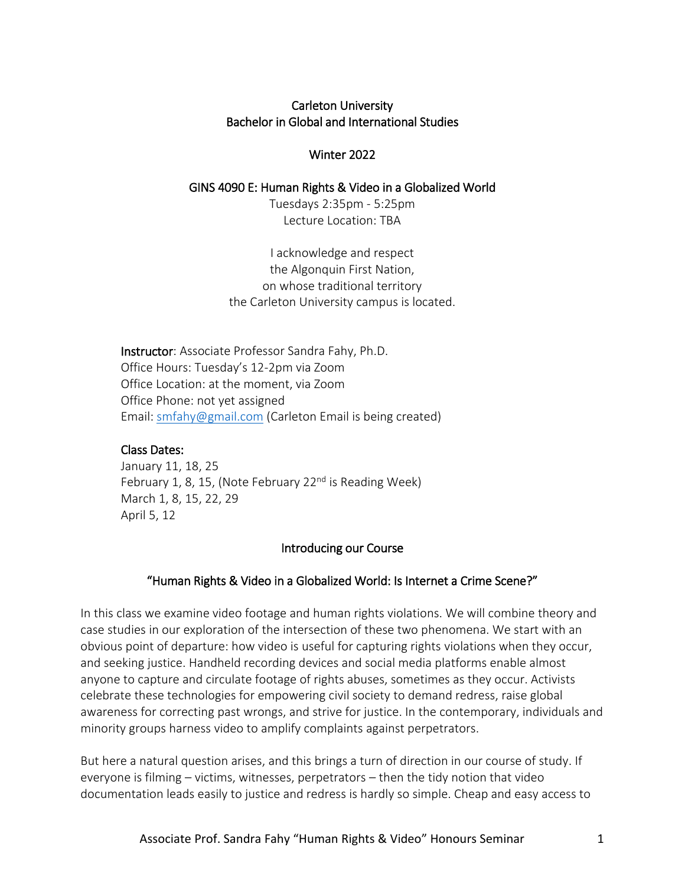# Carleton University
## Bachelor in Global and International Studies

### Winter 2022

### GINS 4090 E: Human Rights & Video in a Globalized World

Tuesdays 2:35pm - 5:25pm
Lecture Location: TBA

I acknowledge and respect
the Algonquin First Nation,
on whose traditional territory
the Carleton University campus is located.

**Instructor**: Associate Professor Sandra Fahy, Ph.D.
Office Hours: Tuesday's 12-2pm via Zoom
Office Location: at the moment, via Zoom
Office Phone: not yet assigned
Email: smfahy@gmail.com (Carleton Email is being created)

**Class Dates:**
January 11, 18, 25
February 1, 8, 15, (Note February 22nd is Reading Week)
March 1, 8, 15, 22, 29
April 5, 12

## Introducing our Course

### "Human Rights & Video in a Globalized World: Is Internet a Crime Scene?"

In this class we examine video footage and human rights violations. We will combine theory and case studies in our exploration of the intersection of these two phenomena. We start with an obvious point of departure: how video is useful for capturing rights violations when they occur, and seeking justice. Handheld recording devices and social media platforms enable almost anyone to capture and circulate footage of rights abuses, sometimes as they occur. Activists celebrate these technologies for empowering civil society to demand redress, raise global awareness for correcting past wrongs, and strive for justice. In the contemporary, individuals and minority groups harness video to amplify complaints against perpetrators.

But here a natural question arises, and this brings a turn of direction in our course of study. If everyone is filming – victims, witnesses, perpetrators – then the tidy notion that video documentation leads easily to justice and redress is hardly so simple. Cheap and easy access to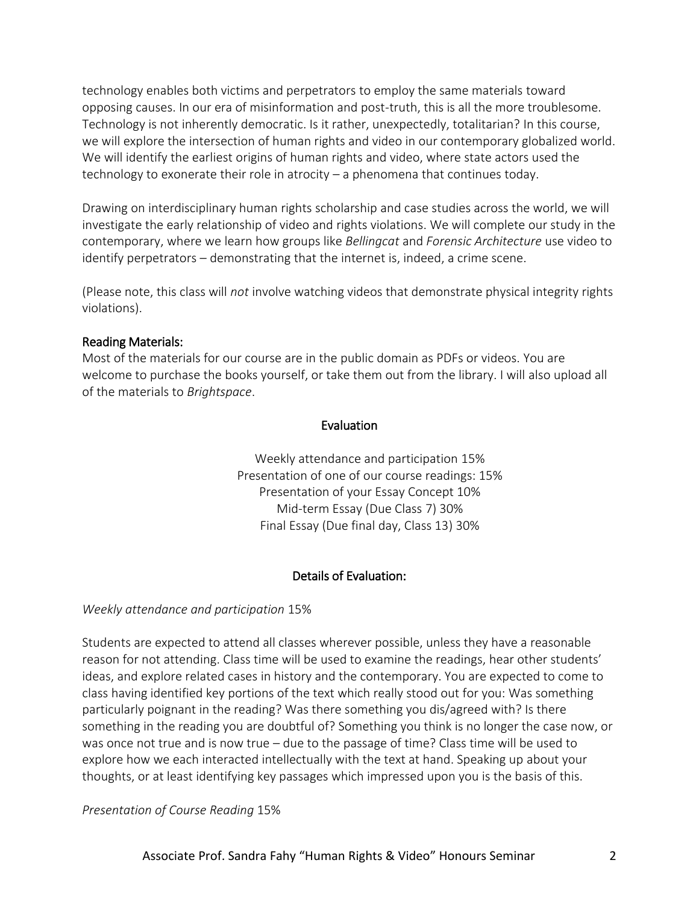technology enables both victims and perpetrators to employ the same materials toward opposing causes. In our era of misinformation and post-truth, this is all the more troublesome. Technology is not inherently democratic. Is it rather, unexpectedly, totalitarian? In this course, we will explore the intersection of human rights and video in our contemporary globalized world. We will identify the earliest origins of human rights and video, where state actors used the technology to exonerate their role in atrocity – a phenomena that continues today.

Drawing on interdisciplinary human rights scholarship and case studies across the world, we will investigate the early relationship of video and rights violations. We will complete our study in the contemporary, where we learn how groups like *Bellingcat* and *Forensic Architecture* use video to identify perpetrators – demonstrating that the internet is, indeed, a crime scene.

(Please note, this class will *not* involve watching videos that demonstrate physical integrity rights violations).

## Reading Materials:

Most of the materials for our course are in the public domain as PDFs or videos. You are welcome to purchase the books yourself, or take them out from the library. I will also upload all of the materials to *Brightspace*.

## Evaluation

Weekly attendance and participation 15%
Presentation of one of our course readings: 15%
Presentation of your Essay Concept 10%
Mid-term Essay (Due Class 7) 30%
Final Essay (Due final day, Class 13) 30%

## Details of Evaluation:

*Weekly attendance and participation* 15%

Students are expected to attend all classes wherever possible, unless they have a reasonable reason for not attending. Class time will be used to examine the readings, hear other students' ideas, and explore related cases in history and the contemporary. You are expected to come to class having identified key portions of the text which really stood out for you: Was something particularly poignant in the reading? Was there something you dis/agreed with? Is there something in the reading you are doubtful of? Something you think is no longer the case now, or was once not true and is now true – due to the passage of time? Class time will be used to explore how we each interacted intellectually with the text at hand. Speaking up about your thoughts, or at least identifying key passages which impressed upon you is the basis of this.

*Presentation of Course Reading* 15%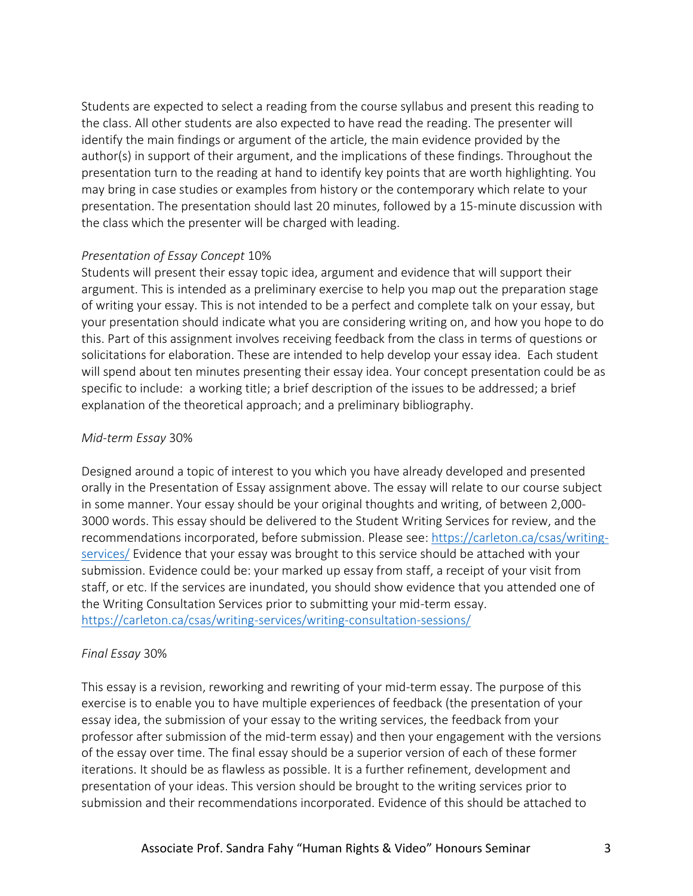Students are expected to select a reading from the course syllabus and present this reading to the class. All other students are also expected to have read the reading. The presenter will identify the main findings or argument of the article, the main evidence provided by the author(s) in support of their argument, and the implications of these findings. Throughout the presentation turn to the reading at hand to identify key points that are worth highlighting. You may bring in case studies or examples from history or the contemporary which relate to your presentation. The presentation should last 20 minutes, followed by a 15-minute discussion with the class which the presenter will be charged with leading.

*Presentation of Essay Concept* 10%

Students will present their essay topic idea, argument and evidence that will support their argument. This is intended as a preliminary exercise to help you map out the preparation stage of writing your essay. This is not intended to be a perfect and complete talk on your essay, but your presentation should indicate what you are considering writing on, and how you hope to do this. Part of this assignment involves receiving feedback from the class in terms of questions or solicitations for elaboration. These are intended to help develop your essay idea. Each student will spend about ten minutes presenting their essay idea. Your concept presentation could be as specific to include: a working title; a brief description of the issues to be addressed; a brief explanation of the theoretical approach; and a preliminary bibliography.

*Mid-term Essay* 30%

Designed around a topic of interest to you which you have already developed and presented orally in the Presentation of Essay assignment above. The essay will relate to our course subject in some manner. Your essay should be your original thoughts and writing, of between 2,000-3000 words. This essay should be delivered to the Student Writing Services for review, and the recommendations incorporated, before submission. Please see: [https://carleton.ca/csas/writing-services/](https://carleton.ca/csas/writing-services/) Evidence that your essay was brought to this service should be attached with your submission. Evidence could be: your marked up essay from staff, a receipt of your visit from staff, or etc. If the services are inundated, you should show evidence that you attended one of the Writing Consultation Services prior to submitting your mid-term essay. [https://carleton.ca/csas/writing-services/writing-consultation-sessions/](https://carleton.ca/csas/writing-services/writing-consultation-sessions/)

*Final Essay* 30%

This essay is a revision, reworking and rewriting of your mid-term essay. The purpose of this exercise is to enable you to have multiple experiences of feedback (the presentation of your essay idea, the submission of your essay to the writing services, the feedback from your professor after submission of the mid-term essay) and then your engagement with the versions of the essay over time. The final essay should be a superior version of each of these former iterations. It should be as flawless as possible. It is a further refinement, development and presentation of your ideas. This version should be brought to the writing services prior to submission and their recommendations incorporated. Evidence of this should be attached to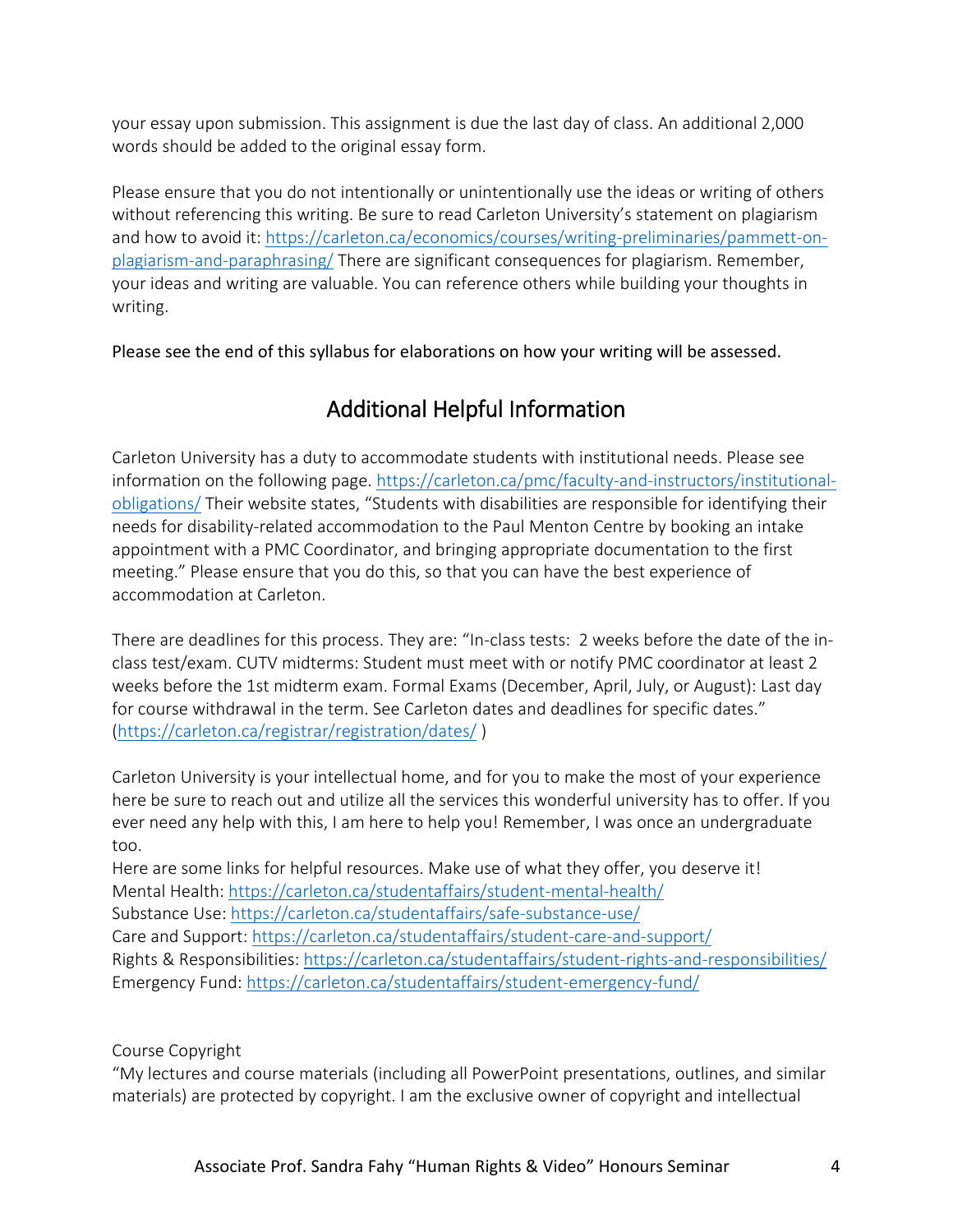your essay upon submission. This assignment is due the last day of class. An additional 2,000 words should be added to the original essay form.

Please ensure that you do not intentionally or unintentionally use the ideas or writing of others without referencing this writing. Be sure to read Carleton University's statement on plagiarism and how to avoid it: https://carleton.ca/economics/courses/writing-preliminaries/pammett-on-plagiarism-and-paraphrasing/ There are significant consequences for plagiarism. Remember, your ideas and writing are valuable. You can reference others while building your thoughts in writing.

Please see the end of this syllabus for elaborations on how your writing will be assessed.

## Additional Helpful Information

Carleton University has a duty to accommodate students with institutional needs. Please see information on the following page. https://carleton.ca/pmc/faculty-and-instructors/institutional-obligations/ Their website states, "Students with disabilities are responsible for identifying their needs for disability-related accommodation to the Paul Menton Centre by booking an intake appointment with a PMC Coordinator, and bringing appropriate documentation to the first meeting." Please ensure that you do this, so that you can have the best experience of accommodation at Carleton.

There are deadlines for this process. They are: "In-class tests: 2 weeks before the date of the in-class test/exam. CUTV midterms: Student must meet with or notify PMC coordinator at least 2 weeks before the 1st midterm exam. Formal Exams (December, April, July, or August): Last day for course withdrawal in the term. See Carleton dates and deadlines for specific dates." (https://carleton.ca/registrar/registration/dates/ )

Carleton University is your intellectual home, and for you to make the most of your experience here be sure to reach out and utilize all the services this wonderful university has to offer. If you ever need any help with this, I am here to help you! Remember, I was once an undergraduate too.

Here are some links for helpful resources. Make use of what they offer, you deserve it!
Mental Health: https://carleton.ca/studentaffairs/student-mental-health/
Substance Use: https://carleton.ca/studentaffairs/safe-substance-use/
Care and Support: https://carleton.ca/studentaffairs/student-care-and-support/
Rights & Responsibilities: https://carleton.ca/studentaffairs/student-rights-and-responsibilities/
Emergency Fund: https://carleton.ca/studentaffairs/student-emergency-fund/

Course Copyright

"My lectures and course materials (including all PowerPoint presentations, outlines, and similar materials) are protected by copyright. I am the exclusive owner of copyright and intellectual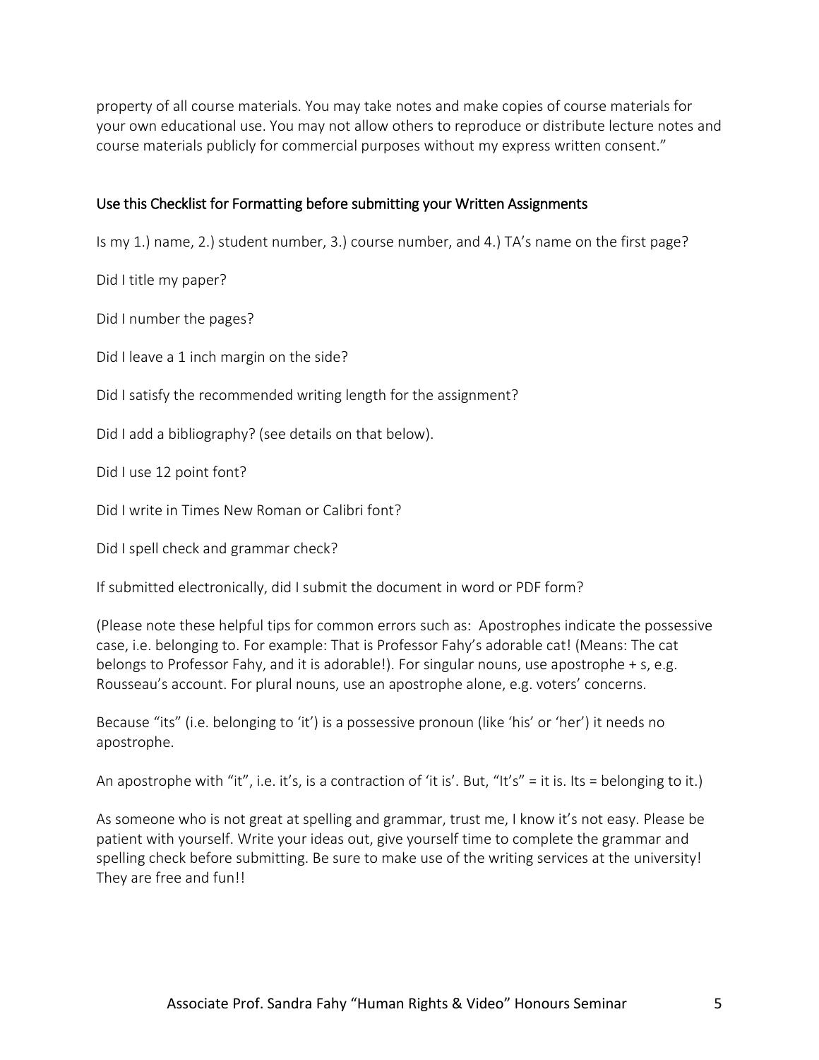property of all course materials. You may take notes and make copies of course materials for your own educational use. You may not allow others to reproduce or distribute lecture notes and course materials publicly for commercial purposes without my express written consent."

## Use this Checklist for Formatting before submitting your Written Assignments

Is my 1.) name, 2.) student number, 3.) course number, and 4.) TA's name on the first page?

Did I title my paper?

Did I number the pages?

Did I leave a 1 inch margin on the side?

Did I satisfy the recommended writing length for the assignment?

Did I add a bibliography? (see details on that below).

Did I use 12 point font?

Did I write in Times New Roman or Calibri font?

Did I spell check and grammar check?

If submitted electronically, did I submit the document in word or PDF form?

(Please note these helpful tips for common errors such as: Apostrophes indicate the possessive case, i.e. belonging to. For example: That is Professor Fahy's adorable cat! (Means: The cat belongs to Professor Fahy, and it is adorable!). For singular nouns, use apostrophe + s, e.g. Rousseau's account. For plural nouns, use an apostrophe alone, e.g. voters' concerns.

Because "its" (i.e. belonging to 'it') is a possessive pronoun (like 'his' or 'her') it needs no apostrophe.

An apostrophe with "it", i.e. it's, is a contraction of 'it is'. But, "It's" = it is. Its = belonging to it.)

As someone who is not great at spelling and grammar, trust me, I know it's not easy. Please be patient with yourself. Write your ideas out, give yourself time to complete the grammar and spelling check before submitting. Be sure to make use of the writing services at the university! They are free and fun!!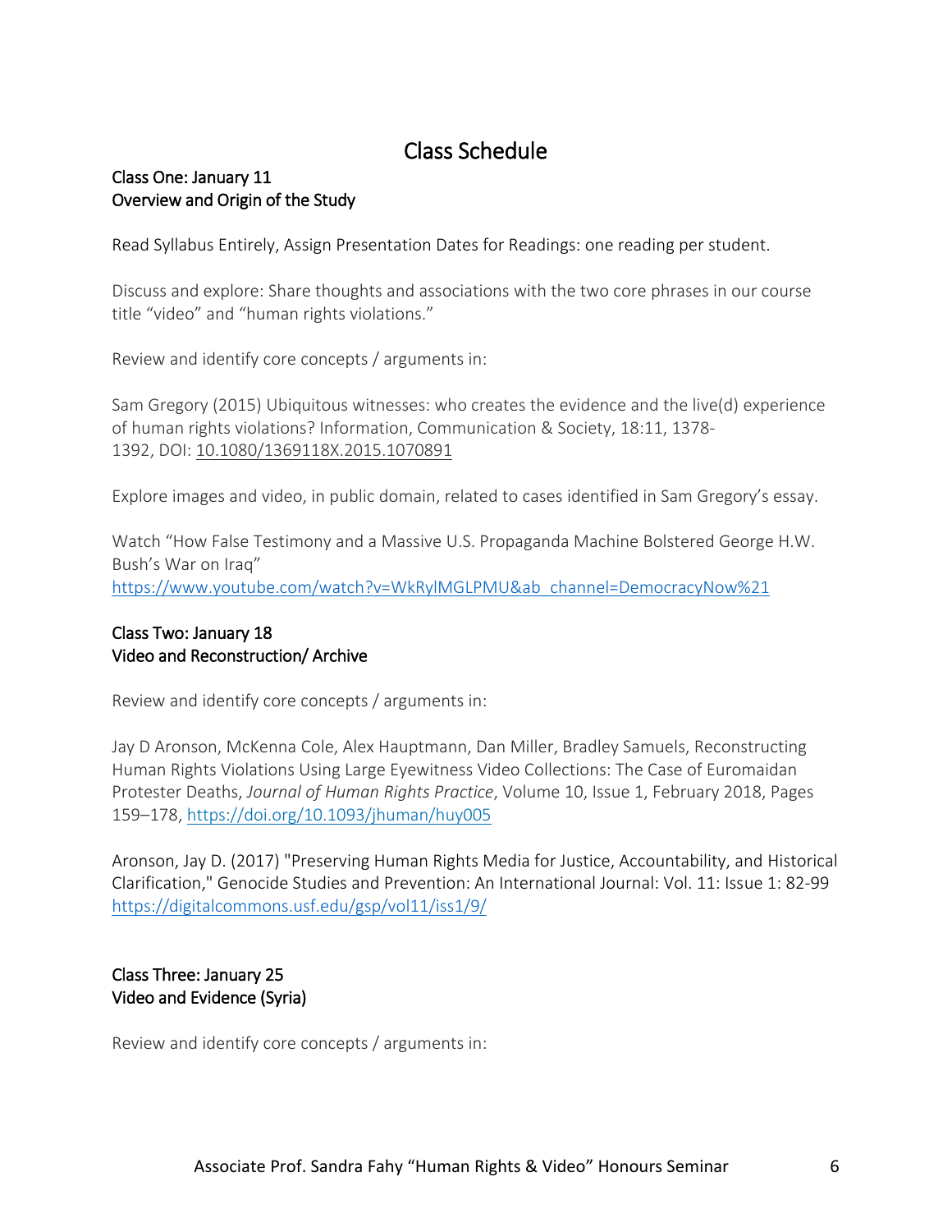# Class Schedule

**Class One: January 11**
**Overview and Origin of the Study**

Read Syllabus Entirely, Assign Presentation Dates for Readings: one reading per student.

Discuss and explore: Share thoughts and associations with the two core phrases in our course title "video" and "human rights violations."

Review and identify core concepts / arguments in:

Sam Gregory (2015) Ubiquitous witnesses: who creates the evidence and the live(d) experience of human rights violations? Information, Communication & Society, 18:11, 1378-1392, DOI: 10.1080/1369118X.2015.1070891

Explore images and video, in public domain, related to cases identified in Sam Gregory's essay.

Watch "How False Testimony and a Massive U.S. Propaganda Machine Bolstered George H.W. Bush's War on Iraq"
https://www.youtube.com/watch?v=WkRylMGLPMU&ab_channel=DemocracyNow%21

**Class Two: January 18**
**Video and Reconstruction/ Archive**

Review and identify core concepts / arguments in:

Jay D Aronson, McKenna Cole, Alex Hauptmann, Dan Miller, Bradley Samuels, Reconstructing Human Rights Violations Using Large Eyewitness Video Collections: The Case of Euromaidan Protester Deaths, *Journal of Human Rights Practice*, Volume 10, Issue 1, February 2018, Pages 159–178, https://doi.org/10.1093/jhuman/huy005

Aronson, Jay D. (2017) "Preserving Human Rights Media for Justice, Accountability, and Historical Clarification," Genocide Studies and Prevention: An International Journal: Vol. 11: Issue 1: 82-99 https://digitalcommons.usf.edu/gsp/vol11/iss1/9/

**Class Three: January 25**
**Video and Evidence (Syria)**

Review and identify core concepts / arguments in: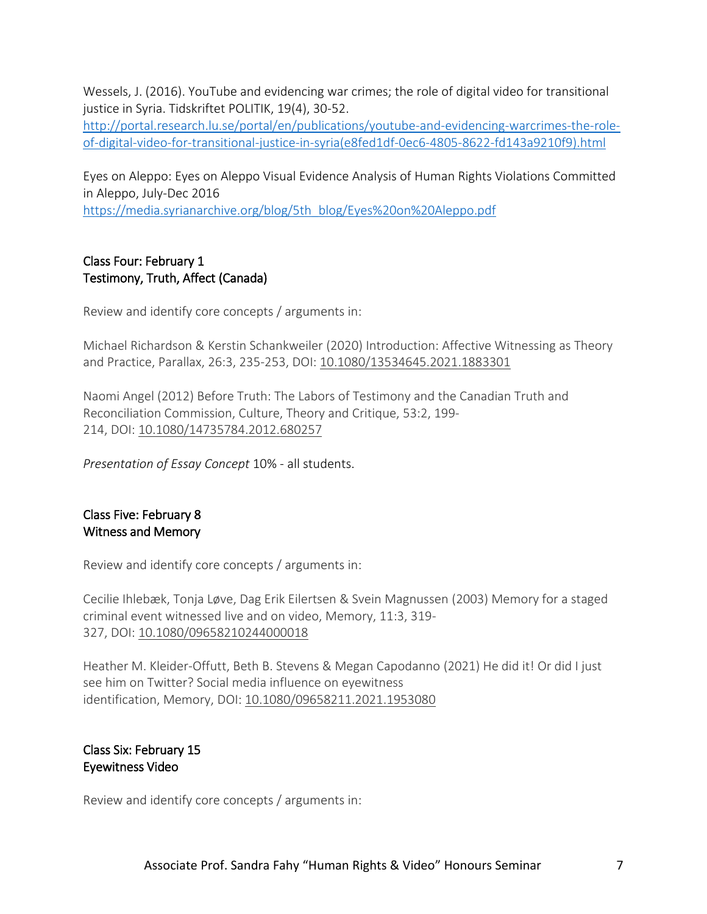Wessels, J. (2016). YouTube and evidencing war crimes; the role of digital video for transitional justice in Syria. Tidskriftet POLITIK, 19(4), 30-52. [http://portal.research.lu.se/portal/en/publications/youtube-and-evidencing-warcrimes-the-role-of-digital-video-for-transitional-justice-in-syria(e8fed1df-0ec6-4805-8622-fd143a9210f9).html](http://portal.research.lu.se/portal/en/publications/youtube-and-evidencing-warcrimes-the-role-of-digital-video-for-transitional-justice-in-syria(e8fed1df-0ec6-4805-8622-fd143a9210f9).html)

Eyes on Aleppo: Eyes on Aleppo Visual Evidence Analysis of Human Rights Violations Committed in Aleppo, July-Dec 2016
[https://media.syrianarchive.org/blog/5th_blog/Eyes%20on%20Aleppo.pdf](https://media.syrianarchive.org/blog/5th_blog/Eyes%20on%20Aleppo.pdf)

## Class Four: February 1
## Testimony, Truth, Affect (Canada)

Review and identify core concepts / arguments in:

Michael Richardson & Kerstin Schankweiler (2020) Introduction: Affective Witnessing as Theory and Practice, Parallax, 26:3, 235-253, DOI: 10.1080/13534645.2021.1883301

Naomi Angel (2012) Before Truth: The Labors of Testimony and the Canadian Truth and Reconciliation Commission, Culture, Theory and Critique, 53:2, 199-214, DOI: 10.1080/14735784.2012.680257

*Presentation of Essay Concept* 10% - all students.

## Class Five: February 8
## Witness and Memory

Review and identify core concepts / arguments in:

Cecilie Ihlebæk, Tonja Løve, Dag Erik Eilertsen & Svein Magnussen (2003) Memory for a staged criminal event witnessed live and on video, Memory, 11:3, 319-327, DOI: 10.1080/09658210244000018

Heather M. Kleider-Offutt, Beth B. Stevens & Megan Capodanno (2021) He did it! Or did I just see him on Twitter? Social media influence on eyewitness identification, Memory, DOI: 10.1080/09658211.2021.1953080

## Class Six: February 15
## Eyewitness Video

Review and identify core concepts / arguments in: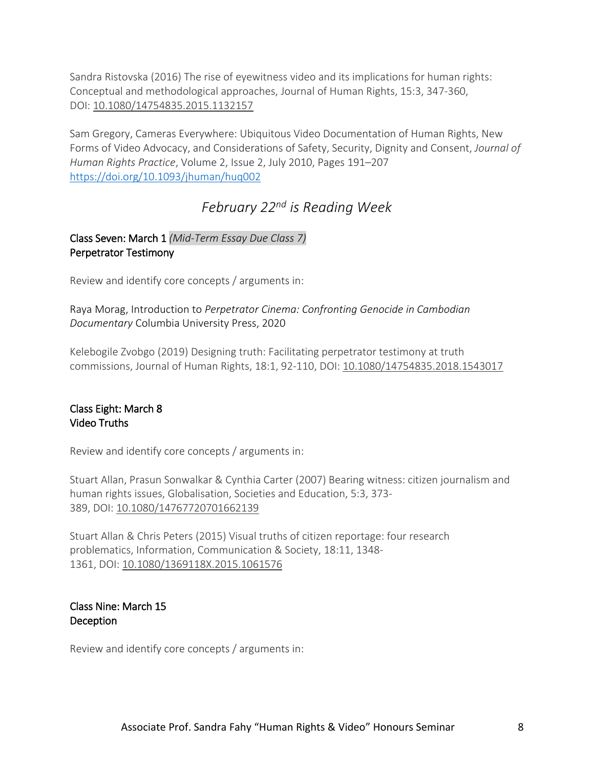Sandra Ristovska (2016) The rise of eyewitness video and its implications for human rights: Conceptual and methodological approaches, Journal of Human Rights, 15:3, 347-360, DOI: 10.1080/14754835.2015.1132157

Sam Gregory, Cameras Everywhere: Ubiquitous Video Documentation of Human Rights, New Forms of Video Advocacy, and Considerations of Safety, Security, Dignity and Consent, *Journal of Human Rights Practice*, Volume 2, Issue 2, July 2010, Pages 191–207 https://doi.org/10.1093/jhuman/huq002

## *February 22nd is Reading Week*

**Class Seven: March 1** *(Mid-Term Essay Due Class 7)*
**Perpetrator Testimony**

Review and identify core concepts / arguments in:

Raya Morag, Introduction to *Perpetrator Cinema: Confronting Genocide in Cambodian Documentary* Columbia University Press, 2020

Kelebogile Zvobgo (2019) Designing truth: Facilitating perpetrator testimony at truth commissions, Journal of Human Rights, 18:1, 92-110, DOI: 10.1080/14754835.2018.1543017

**Class Eight: March 8**
**Video Truths**

Review and identify core concepts / arguments in:

Stuart Allan, Prasun Sonwalkar & Cynthia Carter (2007) Bearing witness: citizen journalism and human rights issues, Globalisation, Societies and Education, 5:3, 373-389, DOI: 10.1080/14767720701662139

Stuart Allan & Chris Peters (2015) Visual truths of citizen reportage: four research problematics, Information, Communication & Society, 18:11, 1348-1361, DOI: 10.1080/1369118X.2015.1061576

**Class Nine: March 15**
**Deception**

Review and identify core concepts / arguments in: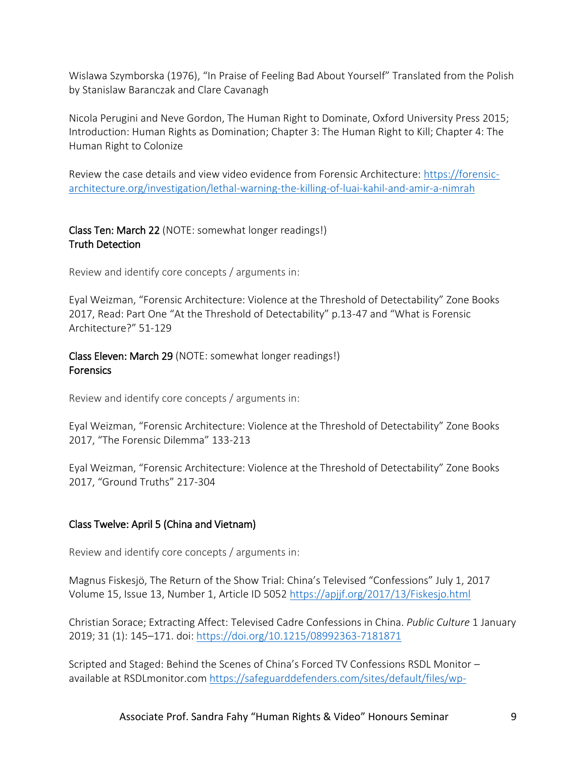Wislawa Szymborska (1976), “In Praise of Feeling Bad About Yourself” Translated from the Polish by Stanislaw Baranczak and Clare Cavanagh

Nicola Perugini and Neve Gordon, The Human Right to Dominate, Oxford University Press 2015; Introduction: Human Rights as Domination; Chapter 3: The Human Right to Kill; Chapter 4: The Human Right to Colonize

Review the case details and view video evidence from Forensic Architecture: [https://forensic-architecture.org/investigation/lethal-warning-the-killing-of-luai-kahil-and-amir-a-nimrah](https://forensic-architecture.org/investigation/lethal-warning-the-killing-of-luai-kahil-and-amir-a-nimrah)

**Class Ten: March 22** (NOTE: somewhat longer readings!)
**Truth Detection**

Review and identify core concepts / arguments in:

Eyal Weizman, “Forensic Architecture: Violence at the Threshold of Detectability” Zone Books 2017, Read: Part One “At the Threshold of Detectability” p.13-47 and “What is Forensic Architecture?” 51-129

**Class Eleven: March 29** (NOTE: somewhat longer readings!)
**Forensics**

Review and identify core concepts / arguments in:

Eyal Weizman, “Forensic Architecture: Violence at the Threshold of Detectability” Zone Books 2017, “The Forensic Dilemma” 133-213

Eyal Weizman, “Forensic Architecture: Violence at the Threshold of Detectability” Zone Books 2017, “Ground Truths” 217-304

**Class Twelve: April 5 (China and Vietnam)**

Review and identify core concepts / arguments in:

Magnus Fiskesjö, The Return of the Show Trial: China’s Televised “Confessions” July 1, 2017 Volume 15, Issue 13, Number 1, Article ID 5052 [https://apjjf.org/2017/13/Fiskesjo.html](https://apjjf.org/2017/13/Fiskesjo.html)

Christian Sorace; Extracting Affect: Televised Cadre Confessions in China. *Public Culture* 1 January 2019; 31 (1): 145–171. doi: [https://doi.org/10.1215/08992363-7181871](https://doi.org/10.1215/08992363-7181871)

Scripted and Staged: Behind the Scenes of China’s Forced TV Confessions RSDL Monitor – available at RSDLmonitor.com https://safeguarddefenders.com/sites/default/files/wp-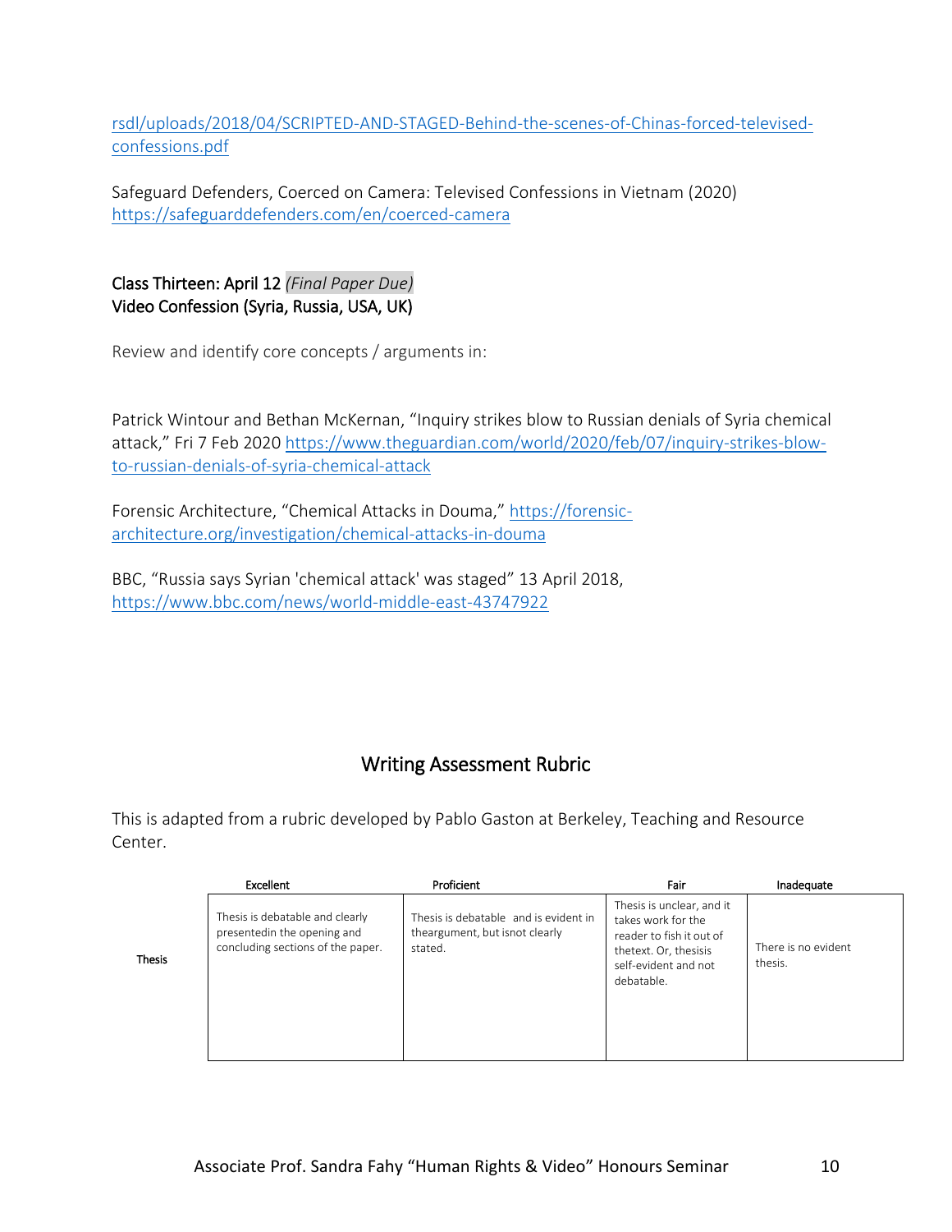rsdl/uploads/2018/04/SCRIPTED-AND-STAGED-Behind-the-scenes-of-Chinas-forced-televised-confessions.pdf

Safeguard Defenders, Coerced on Camera: Televised Confessions in Vietnam (2020) https://safeguarddefenders.com/en/coerced-camera

### Class Thirteen: April 12 *(Final Paper Due)*
### Video Confession (Syria, Russia, USA, UK)

Review and identify core concepts / arguments in:

Patrick Wintour and Bethan McKernan, "Inquiry strikes blow to Russian denials of Syria chemical attack," Fri 7 Feb 2020 https://www.theguardian.com/world/2020/feb/07/inquiry-strikes-blow-to-russian-denials-of-syria-chemical-attack

Forensic Architecture, "Chemical Attacks in Douma," https://forensic-architecture.org/investigation/chemical-attacks-in-douma

BBC, "Russia says Syrian 'chemical attack' was staged" 13 April 2018, https://www.bbc.com/news/world-middle-east-43747922

## Writing Assessment Rubric

This is adapted from a rubric developed by Pablo Gaston at Berkeley, Teaching and Resource Center.

| | Excellent | Proficient | Fair | Inadequate |
|---|---|---|---|---|
| Thesis | Thesis is debatable and clearly presentedin the opening and concluding sections of the paper. | Thesis is debatable and is evident in theargument, but isnot clearly stated. | Thesis is unclear, and it takes work for the reader to fish it out of thetext. Or, thesisis self-evident and not debatable. | There is no evident thesis. |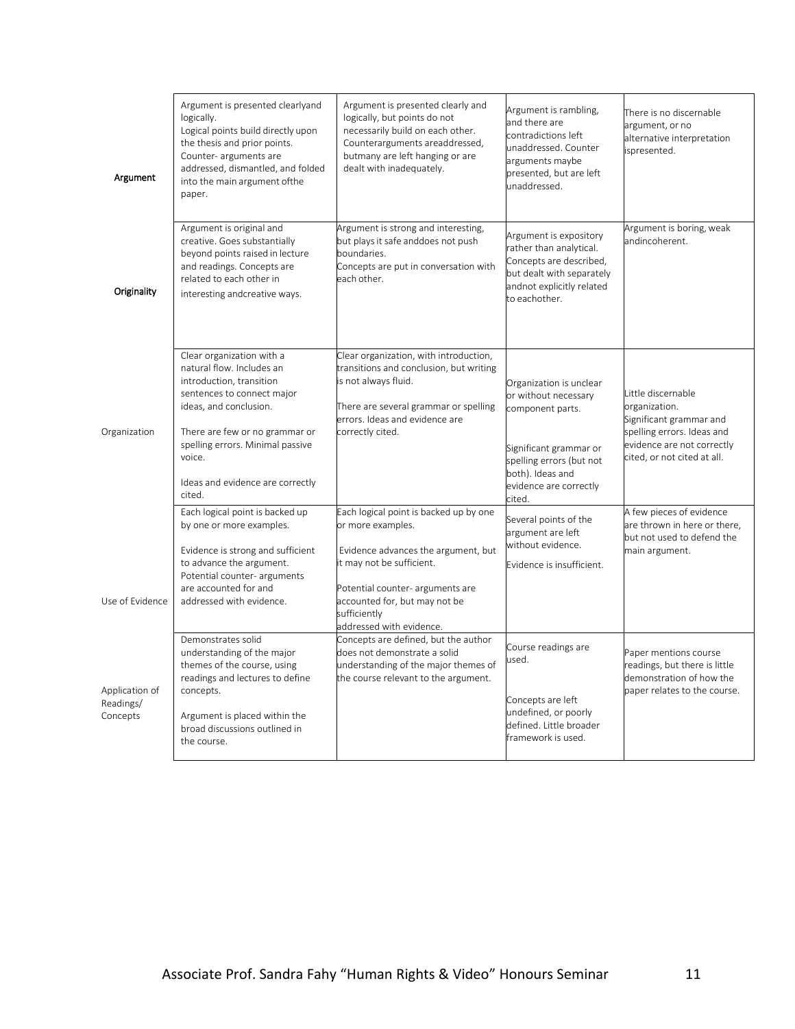| | | | | |
|---|---|---|---|---|
| Argument | Argument is presented clearlyand logically. Logical points build directly upon the thesis and prior points. Counter- arguments are addressed, dismantled, and folded into the main argument ofthe paper. | Argument is presented clearly and logically, but points do not necessarily build on each other. Counterarguments areaddressed, butmany are left hanging or are dealt with inadequately. | Argument is rambling, and there are contradictions left unaddressed. Counter arguments maybe presented, but are left unaddressed. | There is no discernable argument, or no alternative interpretation ispresented. |
| Originality | Argument is original and creative. Goes substantially beyond points raised in lecture and readings. Concepts are related to each other in interesting andcreative ways. | Argument is strong and interesting, but plays it safe anddoes not push boundaries. Concepts are put in conversation with each other. | Argument is expository rather than analytical. Concepts are described, but dealt with separately andnot explicitly related to eachother. | Argument is boring, weak andincoherent. |
| Organization | Clear organization with a natural flow. Includes an introduction, transition sentences to connect major ideas, and conclusion.<br><br>There are few or no grammar or spelling errors. Minimal passive voice.<br><br>Ideas and evidence are correctly cited. | Clear organization, with introduction, transitions and conclusion, but writing is not always fluid.<br><br>There are several grammar or spelling errors. Ideas and evidence are correctly cited. | Organization is unclear or without necessary component parts.<br><br>Significant grammar or spelling errors (but not both). Ideas and evidence are correctly cited. | Little discernable organization. Significant grammar and spelling errors. Ideas and evidence are not correctly cited, or not cited at all. |
| Use of Evidence | Each logical point is backed up by one or more examples.<br><br>Evidence is strong and sufficient to advance the argument. Potential counter- arguments are accounted for and addressed with evidence. | Each logical point is backed up by one or more examples.<br><br>Evidence advances the argument, but it may not be sufficient.<br><br>Potential counter- arguments are accounted for, but may not be sufficiently addressed with evidence. | Several points of the argument are left without evidence.<br><br>Evidence is insufficient. | A few pieces of evidence are thrown in here or there, but not used to defend the main argument. |
| Application of Readings/ Concepts | Demonstrates solid understanding of the major themes of the course, using readings and lectures to define concepts.<br><br>Argument is placed within the broad discussions outlined in the course. | Concepts are defined, but the author does not demonstrate a solid understanding of the major themes of the course relevant to the argument. | Course readings are used.<br><br>Concepts are left undefined, or poorly defined. Little broader framework is used. | Paper mentions course readings, but there is little demonstration of how the paper relates to the course. |